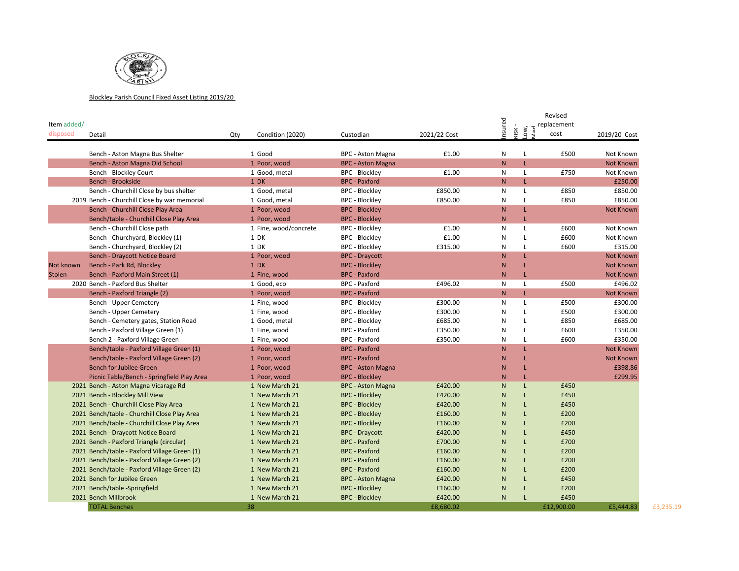Blockley Parish Council Fixed Asset Listing 2019/20

| Item added/ disposed | Detail | Qty | Condition (2020) | Custodian | 2021/22 Cost | Insured | Risk - Low, Med | Revised replacement cost | 2019/20 Cost | |
|---|---|---|---|---|---|---|---|---|---|---|
| | Bench - Aston Magna Bus Shelter | 1 | Good | BPC - Aston Magna | £1.00 | N | L | £500 | Not Known | |
| | Bench - Aston Magna Old School | 1 | Poor, wood | BPC - Aston Magna | | N | L | | Not Known | |
| | Bench - Blockley Court | 1 | Good, metal | BPC - Blockley | £1.00 | N | L | £750 | Not Known | |
| | Bench - Brookside | 1 | DK | BPC - Paxford | | N | L | | £250.00 | |
| | Bench - Churchill Close by bus shelter | 1 | Good, metal | BPC - Blockley | £850.00 | N | L | £850 | £850.00 | |
| 2019 | Bench - Churchill Close by war memorial | 1 | Good, metal | BPC - Blockley | £850.00 | N | L | £850 | £850.00 | |
| | Bench - Churchill Close Play Area | 1 | Poor, wood | BPC - Blockley | | N | L | | Not Known | |
| | Bench/table - Churchill Close Play Area | 1 | Poor, wood | BPC - Blockley | | N | L | | | |
| | Bench - Churchill Close path | 1 | Fine, wood/concrete | BPC - Blockley | £1.00 | N | L | £600 | Not Known | |
| | Bench - Churchyard, Blockley (1) | 1 | DK | BPC - Blockley | £1.00 | N | L | £600 | Not Known | |
| | Bench - Churchyard, Blockley (2) | 1 | DK | BPC - Blockley | £315.00 | N | L | £600 | £315.00 | |
| | Bench - Draycott Notice Board | 1 | Poor, wood | BPC - Draycott | | N | L | | Not Known | |
| Not known | Bench - Park Rd, Blockley | 1 | DK | BPC - Blockley | | N | L | | Not Known | |
| Stolen | Bench - Paxford Main Street (1) | 1 | Fine, wood | BPC - Paxford | | N | L | | Not Known | |
| 2020 | Bench - Paxford Bus Shelter | 1 | Good, eco | BPC - Paxford | £496.02 | N | L | £500 | £496.02 | |
| | Bench - Paxford Triangle (2) | 1 | Poor, wood | BPC - Paxford | | N | L | | Not Known | |
| | Bench - Upper Cemetery | 1 | Fine, wood | BPC - Blockley | £300.00 | N | L | £500 | £300.00 | |
| | Bench - Upper Cemetery | 1 | Fine, wood | BPC - Blockley | £300.00 | N | L | £500 | £300.00 | |
| | Bench - Cemetery gates, Station Road | 1 | Good, metal | BPC - Blockley | £685.00 | N | L | £850 | £685.00 | |
| | Bench - Paxford Village Green (1) | 1 | Fine, wood | BPC - Paxford | £350.00 | N | L | £600 | £350.00 | |
| | Bench 2 - Paxford Village Green | 1 | Fine, wood | BPC - Paxford | £350.00 | N | L | £600 | £350.00 | |
| | Bench/table - Paxford Village Green (1) | 1 | Poor, wood | BPC - Paxford | | N | L | | Not Known | |
| | Bench/table - Paxford Village Green (2) | 1 | Poor, wood | BPC - Paxford | | N | L | | Not Known | |
| | Bench for Jubilee Green | 1 | Poor, wood | BPC - Aston Magna | | N | L | | £398.86 | |
| | Picnic Table/Bench - Springfield Play Area | 1 | Poor, wood | BPC - Blockley | | N | L | | £299.95 | |
| 2021 | Bench - Aston Magna Vicarage Rd | 1 | New March 21 | BPC - Aston Magna | £420.00 | N | L | £450 | | |
| 2021 | Bench - Blockley Mill View | 1 | New March 21 | BPC - Blockley | £420.00 | N | L | £450 | | |
| 2021 | Bench - Churchill Close Play Area | 1 | New March 21 | BPC - Blockley | £420.00 | N | L | £450 | | |
| 2021 | Bench/table - Churchill Close Play Area | 1 | New March 21 | BPC - Blockley | £160.00 | N | L | £200 | | |
| 2021 | Bench/table - Churchill Close Play Area | 1 | New March 21 | BPC - Blockley | £160.00 | N | L | £200 | | |
| 2021 | Bench - Draycott Notice Board | 1 | New March 21 | BPC - Draycott | £420.00 | N | L | £450 | | |
| 2021 | Bench - Paxford Triangle (circular) | 1 | New March 21 | BPC - Paxford | £700.00 | N | L | £700 | | |
| 2021 | Bench/table - Paxford Village Green (1) | 1 | New March 21 | BPC - Paxford | £160.00 | N | L | £200 | | |
| 2021 | Bench/table - Paxford Village Green (2) | 1 | New March 21 | BPC - Paxford | £160.00 | N | L | £200 | | |
| 2021 | Bench/table - Paxford Village Green (2) | 1 | New March 21 | BPC - Paxford | £160.00 | N | L | £200 | | |
| 2021 | Bench for Jubilee Green | 1 | New March 21 | BPC - Aston Magna | £420.00 | N | L | £450 | | |
| 2021 | Bench/table -Springfield | 1 | New March 21 | BPC - Blockley | £160.00 | N | L | £200 | | |
| 2021 | Bench Millbrook | 1 | New March 21 | BPC - Blockley | £420.00 | N | L | £450 | | |
| | TOTAL Benches | 38 | | | £8,680.02 | | | £12,900.00 | £5,444.83 | £3,235.19 |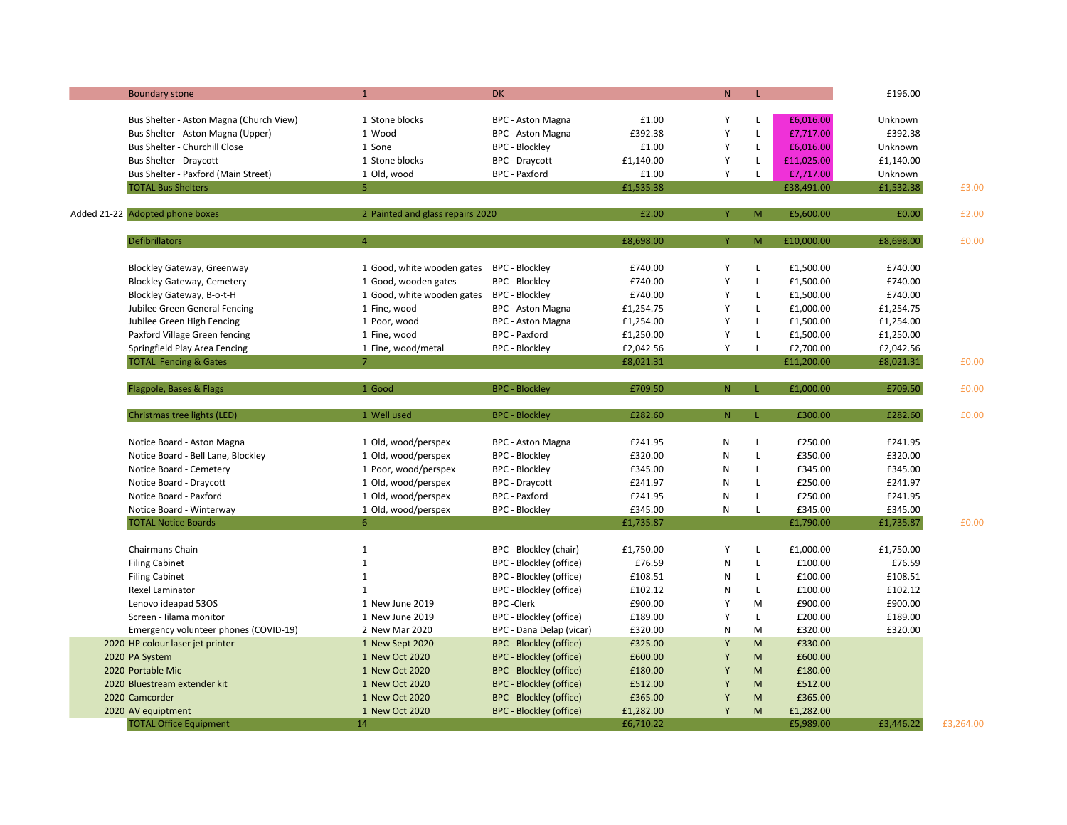| | Item | Qty / Condition | Location | Value | | | Insurance Value | Book Value | Difference |
|---|---|---|---|---|---|---|---|---|---|
| | Boundary stone | 1 | DK | | N | L | | £196.00 | |
| | | | | | | | | | |
| | Bus Shelter - Aston Magna (Church View) | 1 Stone blocks | BPC - Aston Magna | £1.00 | Y | L | £6,016.00 | Unknown | |
| | Bus Shelter - Aston Magna (Upper) | 1 Wood | BPC - Aston Magna | £392.38 | Y | L | £7,717.00 | £392.38 | |
| | Bus Shelter - Churchill Close | 1 Sone | BPC - Blockley | £1.00 | Y | L | £6,016.00 | Unknown | |
| | Bus Shelter - Draycott | 1 Stone blocks | BPC - Draycott | £1,140.00 | Y | L | £11,025.00 | £1,140.00 | |
| | Bus Shelter - Paxford (Main Street) | 1 Old, wood | BPC - Paxford | £1.00 | Y | L | £7,717.00 | Unknown | |
| | TOTAL Bus Shelters | 5 | | £1,535.38 | | | £38,491.00 | £1,532.38 | £3.00 |
| | | | | | | | | | |
| Added 21-22 | Adopted phone boxes | 2 Painted and glass repairs 2020 | | £2.00 | Y | M | £5,600.00 | £0.00 | £2.00 |
| | | | | | | | | | |
| | Defibrillators | 4 | | £8,698.00 | Y | M | £10,000.00 | £8,698.00 | £0.00 |
| | | | | | | | | | |
| | Blockley Gateway, Greenway | 1 Good, white wooden gates | BPC - Blockley | £740.00 | Y | L | £1,500.00 | £740.00 | |
| | Blockley Gateway, Cemetery | 1 Good, wooden gates | BPC - Blockley | £740.00 | Y | L | £1,500.00 | £740.00 | |
| | Blockley Gateway, B-o-t-H | 1 Good, white wooden gates | BPC - Blockley | £740.00 | Y | L | £1,500.00 | £740.00 | |
| | Jubilee Green General Fencing | 1 Fine, wood | BPC - Aston Magna | £1,254.75 | Y | L | £1,000.00 | £1,254.75 | |
| | Jubilee Green High Fencing | 1 Poor, wood | BPC - Aston Magna | £1,254.00 | Y | L | £1,500.00 | £1,254.00 | |
| | Paxford Village Green fencing | 1 Fine, wood | BPC - Paxford | £1,250.00 | Y | L | £1,500.00 | £1,250.00 | |
| | Springfield Play Area Fencing | 1 Fine, wood/metal | BPC - Blockley | £2,042.56 | Y | L | £2,700.00 | £2,042.56 | |
| | TOTAL Fencing & Gates | 7 | | £8,021.31 | | | £11,200.00 | £8,021.31 | £0.00 |
| | | | | | | | | | |
| | Flagpole, Bases & Flags | 1 Good | BPC - Blockley | £709.50 | N | L | £1,000.00 | £709.50 | £0.00 |
| | | | | | | | | | |
| | Christmas tree lights (LED) | 1 Well used | BPC - Blockley | £282.60 | N | L | £300.00 | £282.60 | £0.00 |
| | | | | | | | | | |
| | Notice Board - Aston Magna | 1 Old, wood/perspex | BPC - Aston Magna | £241.95 | N | L | £250.00 | £241.95 | |
| | Notice Board - Bell Lane, Blockley | 1 Old, wood/perspex | BPC - Blockley | £320.00 | N | L | £350.00 | £320.00 | |
| | Notice Board - Cemetery | 1 Poor, wood/perspex | BPC - Blockley | £345.00 | N | L | £345.00 | £345.00 | |
| | Notice Board - Draycott | 1 Old, wood/perspex | BPC - Draycott | £241.97 | N | L | £250.00 | £241.97 | |
| | Notice Board - Paxford | 1 Old, wood/perspex | BPC - Paxford | £241.95 | N | L | £250.00 | £241.95 | |
| | Notice Board - Winterway | 1 Old, wood/perspex | BPC - Blockley | £345.00 | N | L | £345.00 | £345.00 | |
| | TOTAL Notice Boards | 6 | | £1,735.87 | | | £1,790.00 | £1,735.87 | £0.00 |
| | | | | | | | | | |
| | Chairmans Chain | 1 | BPC - Blockley (chair) | £1,750.00 | Y | L | £1,000.00 | £1,750.00 | |
| | Filing Cabinet | 1 | BPC - Blockley (office) | £76.59 | N | L | £100.00 | £76.59 | |
| | Filing Cabinet | 1 | BPC - Blockley (office) | £108.51 | N | L | £100.00 | £108.51 | |
| | Rexel Laminator | 1 | BPC - Blockley (office) | £102.12 | N | L | £100.00 | £102.12 | |
| | Lenovo ideapad 53OS | 1 New June 2019 | BPC -Clerk | £900.00 | Y | M | £900.00 | £900.00 | |
| | Screen - Iilama monitor | 1 New June 2019 | BPC - Blockley (office) | £189.00 | Y | L | £200.00 | £189.00 | |
| | Emergency volunteer phones (COVID-19) | 2 New Mar 2020 | BPC - Dana Delap (vicar) | £320.00 | N | M | £320.00 | £320.00 | |
| 2020 | HP colour laser jet printer | 1 New Sept 2020 | BPC - Blockley (office) | £325.00 | Y | M | £330.00 | | |
| 2020 | PA System | 1 New Oct 2020 | BPC - Blockley (office) | £600.00 | Y | M | £600.00 | | |
| 2020 | Portable Mic | 1 New Oct 2020 | BPC - Blockley (office) | £180.00 | Y | M | £180.00 | | |
| 2020 | Bluestream extender kit | 1 New Oct 2020 | BPC - Blockley (office) | £512.00 | Y | M | £512.00 | | |
| 2020 | Camcorder | 1 New Oct 2020 | BPC - Blockley (office) | £365.00 | Y | M | £365.00 | | |
| 2020 | AV equiptment | 1 New Oct 2020 | BPC - Blockley (office) | £1,282.00 | Y | M | £1,282.00 | | |
| | TOTAL Office Equipment | 14 | | £6,710.22 | | | £5,989.00 | £3,446.22 | £3,264.00 |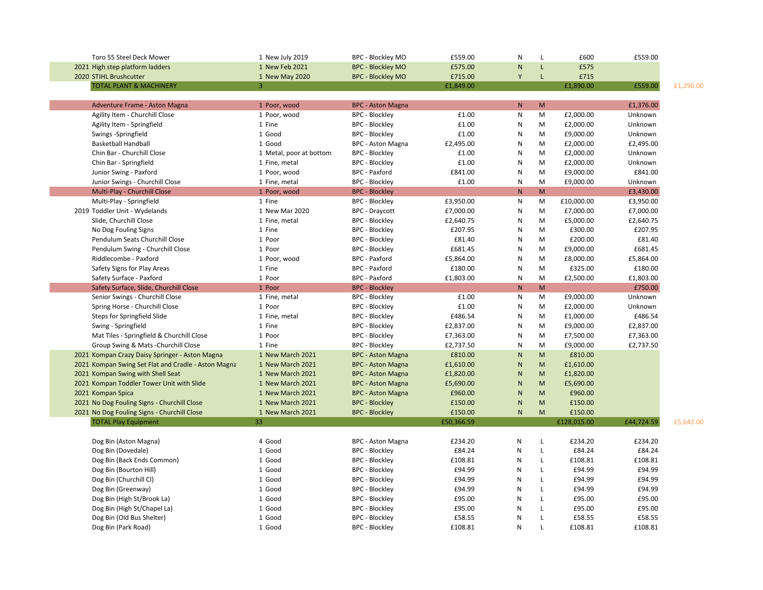| | | | | | | | | | |
|---|---|---|---|---|---|---|---|---|---|
| | Toro 55 Steel Deck Mower | 1 | New July 2019 | BPC - Blockley MO | £559.00 | N | L | £600 | £559.00 | |
| 2021 | High step platform ladders | 1 | New Feb 2021 | BPC - Blockley MO | £575.00 | N | L | £575 | | |
| 2020 | STIHL Brushcutter | 1 | New May 2020 | BPC - Blockley MO | £715.00 | Y | L | £715 | | |
| | TOTAL PLANT & MACHINERY | 3 | | | £1,849.00 | | | £1,890.00 | £559.00 | £1,290.00 |
| | | | | | | | | | | |
| | Adventure Frame - Aston Magna | 1 | Poor, wood | BPC - Aston Magna | | N | M | | £1,376.00 | |
| | Agility Item - Churchill Close | 1 | Poor, wood | BPC - Blockley | £1.00 | N | M | £2,000.00 | Unknown | |
| | Agility Item - Springfield | 1 | Fine | BPC - Blockley | £1.00 | N | M | £2,000.00 | Unknown | |
| | Swings -Springfield | 1 | Good | BPC - Blockley | £1.00 | N | M | £9,000.00 | Unknown | |
| | Basketball Handball | 1 | Good | BPC - Aston Magna | £2,495.00 | N | M | £2,000.00 | £2,495.00 | |
| | Chin Bar - Churchill Close | 1 | Metal, poor at bottom | BPC - Blockley | £1.00 | N | M | £2,000.00 | Unknown | |
| | Chin Bar - Springfield | 1 | Fine, metal | BPC - Blockley | £1.00 | N | M | £2,000.00 | Unknown | |
| | Junior Swing - Paxford | 1 | Poor, wood | BPC - Paxford | £841.00 | N | M | £9,000.00 | £841.00 | |
| | Junior Swings - Churchill Close | 1 | Fine, metal | BPC - Blockley | £1.00 | N | M | £9,000.00 | Unknown | |
| | Multi-Play - Churchill Close | 1 | Poor, wood | BPC - Blockley | | N | M | | £3,430.00 | |
| | Multi-Play - Springfield | 1 | Fine | BPC - Blockley | £3,950.00 | N | M | £10,000.00 | £3,950.00 | |
| 2019 | Toddler Unit - Wydelands | 1 | New Mar 2020 | BPC - Draycott | £7,000.00 | N | M | £7,000.00 | £7,000.00 | |
| | Slide, Churchill Close | 1 | Fine, metal | BPC - Blockley | £2,640.75 | N | M | £5,000.00 | £2,640.75 | |
| | No Dog Fouling Signs | 1 | Fine | BPC - Blockley | £207.95 | N | M | £300.00 | £207.95 | |
| | Pendulum Seats Churchill Close | 1 | Poor | BPC - Blockley | £81.40 | N | M | £200.00 | £81.40 | |
| | Pendulum Swing - Churchill Close | 1 | Poor | BPC - Blockley | £681.45 | N | M | £9,000.00 | £681.45 | |
| | Riddlecombe - Paxford | 1 | Poor, wood | BPC - Paxford | £5,864.00 | N | M | £8,000.00 | £5,864.00 | |
| | Safety Signs for Play Areas | 1 | Fine | BPC - Paxford | £180.00 | N | M | £325.00 | £180.00 | |
| | Safety Surface - Paxford | 1 | Poor | BPC - Paxford | £1,803.00 | N | M | £2,500.00 | £1,803.00 | |
| | Safety Surface, Slide, Churchill Close | 1 | Poor | BPC - Blockley | | N | M | | £750.00 | |
| | Senior Swings - Churchill Close | 1 | Fine, metal | BPC - Blockley | £1.00 | N | M | £9,000.00 | Unknown | |
| | Spring Horse - Churchill Close | 1 | Poor | BPC - Blockley | £1.00 | N | M | £2,000.00 | Unknown | |
| | Steps for Springfield Slide | 1 | Fine, metal | BPC - Blockley | £486.54 | N | M | £1,000.00 | £486.54 | |
| | Swing - Springfield | 1 | Fine | BPC - Blockley | £2,837.00 | N | M | £9,000.00 | £2,837.00 | |
| | Mat Tiles - Springfield & Churchill Close | 1 | Poor | BPC - Blockley | £7,363.00 | N | M | £7,500.00 | £7,363.00 | |
| | Group Swing & Mats -Churchill Close | 1 | Fine | BPC - Blockley | £2,737.50 | N | M | £9,000.00 | £2,737.50 | |
| 2021 | Kompan Crazy Daisy Springer - Aston Magna | 1 | New March 2021 | BPC - Aston Magna | £810.00 | N | M | £810.00 | | |
| 2021 | Kompan Swing Set Flat and Cradle - Aston Magna | 1 | New March 2021 | BPC - Aston Magna | £1,610.00 | N | M | £1,610.00 | | |
| 2021 | Kompan Swing with Shell Seat | 1 | New March 2021 | BPC - Aston Magna | £1,820.00 | N | M | £1,820.00 | | |
| 2021 | Kompan Toddler Tower Unit with Slide | 1 | New March 2021 | BPC - Aston Magna | £5,690.00 | N | M | £5,690.00 | | |
| 2021 | Kompan Spica | 1 | New March 2021 | BPC - Aston Magna | £960.00 | N | M | £960.00 | | |
| 2021 | No Dog Fouling Signs - Churchill Close | 1 | New March 2021 | BPC - Blockley | £150.00 | N | M | £150.00 | | |
| 2021 | No Dog Fouling Signs - Churchill Close | 1 | New March 2021 | BPC - Blockley | £150.00 | N | M | £150.00 | | |
| | TOTAL Play Equipment | 33 | | | £50,366.59 | | | £128,015.00 | £44,724.59 | £5,642.00 |
| | | | | | | | | | | |
| | Dog Bin (Aston Magna) | 4 | Good | BPC - Aston Magna | £234.20 | N | L | £234.20 | £234.20 | |
| | Dog Bin (Dovedale) | 1 | Good | BPC - Blockley | £84.24 | N | L | £84.24 | £84.24 | |
| | Dog Bin (Back Ends Common) | 1 | Good | BPC - Blockley | £108.81 | N | L | £108.81 | £108.81 | |
| | Dog Bin (Bourton Hill) | 1 | Good | BPC - Blockley | £94.99 | N | L | £94.99 | £94.99 | |
| | Dog Bin (Churchill Cl) | 1 | Good | BPC - Blockley | £94.99 | N | L | £94.99 | £94.99 | |
| | Dog Bin (Greenway) | 1 | Good | BPC - Blockley | £94.99 | N | L | £94.99 | £94.99 | |
| | Dog Bin (High St/Brook La) | 1 | Good | BPC - Blockley | £95.00 | N | L | £95.00 | £95.00 | |
| | Dog Bin (High St/Chapel La) | 1 | Good | BPC - Blockley | £95.00 | N | L | £95.00 | £95.00 | |
| | Dog Bin (Old Bus Shelter) | 1 | Good | BPC - Blockley | £58.55 | N | L | £58.55 | £58.55 | |
| | Dog Bin (Park Road) | 1 | Good | BPC - Blockley | £108.81 | N | L | £108.81 | £108.81 | |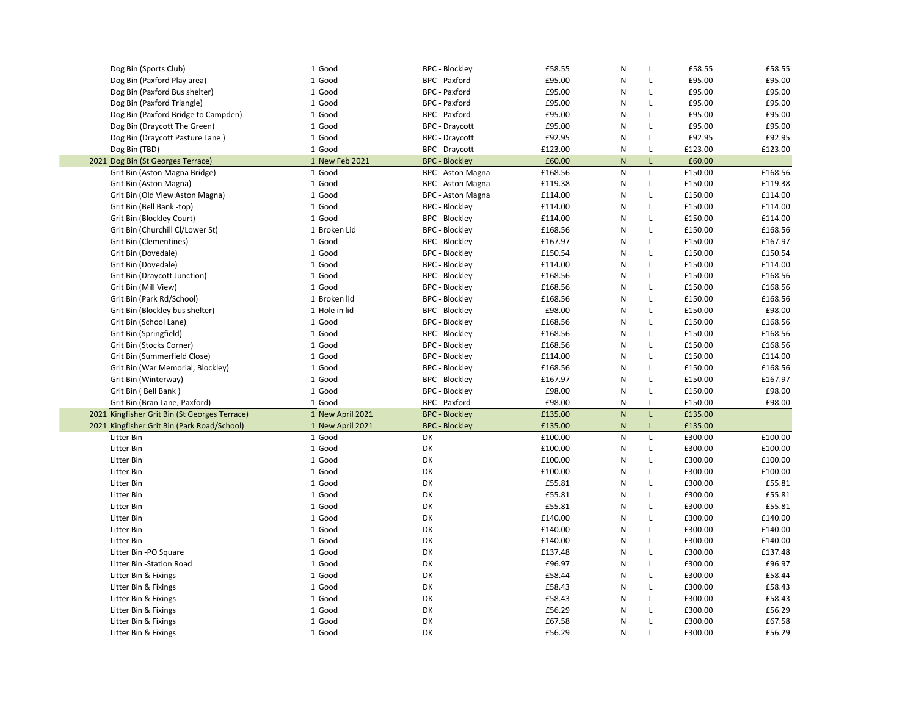| | | | | | | | | |
|---|---|---|---|---|---|---|---|---|
| | Dog Bin (Sports Club) | 1 Good | BPC - Blockley | £58.55 | N | L | £58.55 | £58.55 |
| | Dog Bin (Paxford Play area) | 1 Good | BPC - Paxford | £95.00 | N | L | £95.00 | £95.00 |
| | Dog Bin (Paxford Bus shelter) | 1 Good | BPC - Paxford | £95.00 | N | L | £95.00 | £95.00 |
| | Dog Bin (Paxford Triangle) | 1 Good | BPC - Paxford | £95.00 | N | L | £95.00 | £95.00 |
| | Dog Bin (Paxford Bridge to Campden) | 1 Good | BPC - Paxford | £95.00 | N | L | £95.00 | £95.00 |
| | Dog Bin (Draycott The Green) | 1 Good | BPC - Draycott | £95.00 | N | L | £95.00 | £95.00 |
| | Dog Bin (Draycott Pasture Lane ) | 1 Good | BPC - Draycott | £92.95 | N | L | £92.95 | £92.95 |
| | Dog Bin (TBD) | 1 Good | BPC - Draycott | £123.00 | N | L | £123.00 | £123.00 |
| 2021 | Dog Bin (St Georges Terrace) | 1 New Feb 2021 | BPC - Blockley | £60.00 | N | L | £60.00 | |
| | Grit Bin (Aston Magna Bridge) | 1 Good | BPC - Aston Magna | £168.56 | N | L | £150.00 | £168.56 |
| | Grit Bin (Aston Magna) | 1 Good | BPC - Aston Magna | £119.38 | N | L | £150.00 | £119.38 |
| | Grit Bin (Old View Aston Magna) | 1 Good | BPC - Aston Magna | £114.00 | N | L | £150.00 | £114.00 |
| | Grit Bin (Bell Bank -top) | 1 Good | BPC - Blockley | £114.00 | N | L | £150.00 | £114.00 |
| | Grit Bin (Blockley Court) | 1 Good | BPC - Blockley | £114.00 | N | L | £150.00 | £114.00 |
| | Grit Bin (Churchill Cl/Lower St) | 1 Broken Lid | BPC - Blockley | £168.56 | N | L | £150.00 | £168.56 |
| | Grit Bin (Clementines) | 1 Good | BPC - Blockley | £167.97 | N | L | £150.00 | £167.97 |
| | Grit Bin (Dovedale) | 1 Good | BPC - Blockley | £150.54 | N | L | £150.00 | £150.54 |
| | Grit Bin (Dovedale) | 1 Good | BPC - Blockley | £114.00 | N | L | £150.00 | £114.00 |
| | Grit Bin (Draycott Junction) | 1 Good | BPC - Blockley | £168.56 | N | L | £150.00 | £168.56 |
| | Grit Bin (Mill View) | 1 Good | BPC - Blockley | £168.56 | N | L | £150.00 | £168.56 |
| | Grit Bin (Park Rd/School) | 1 Broken lid | BPC - Blockley | £168.56 | N | L | £150.00 | £168.56 |
| | Grit Bin (Blockley bus shelter) | 1 Hole in lid | BPC - Blockley | £98.00 | N | L | £150.00 | £98.00 |
| | Grit Bin (School Lane) | 1 Good | BPC - Blockley | £168.56 | N | L | £150.00 | £168.56 |
| | Grit Bin (Springfield) | 1 Good | BPC - Blockley | £168.56 | N | L | £150.00 | £168.56 |
| | Grit Bin (Stocks Corner) | 1 Good | BPC - Blockley | £168.56 | N | L | £150.00 | £168.56 |
| | Grit Bin (Summerfield Close) | 1 Good | BPC - Blockley | £114.00 | N | L | £150.00 | £114.00 |
| | Grit Bin (War Memorial, Blockley) | 1 Good | BPC - Blockley | £168.56 | N | L | £150.00 | £168.56 |
| | Grit Bin (Winterway) | 1 Good | BPC - Blockley | £167.97 | N | L | £150.00 | £167.97 |
| | Grit Bin ( Bell Bank ) | 1 Good | BPC - Blockley | £98.00 | N | L | £150.00 | £98.00 |
| | Grit Bin (Bran Lane, Paxford) | 1 Good | BPC - Paxford | £98.00 | N | L | £150.00 | £98.00 |
| 2021 | Kingfisher Grit Bin (St Georges Terrace) | 1 New April 2021 | BPC - Blockley | £135.00 | N | L | £135.00 | |
| 2021 | Kingfisher Grit Bin (Park Road/School) | 1 New April 2021 | BPC - Blockley | £135.00 | N | L | £135.00 | |
| | Litter Bin | 1 Good | DK | £100.00 | N | L | £300.00 | £100.00 |
| | Litter Bin | 1 Good | DK | £100.00 | N | L | £300.00 | £100.00 |
| | Litter Bin | 1 Good | DK | £100.00 | N | L | £300.00 | £100.00 |
| | Litter Bin | 1 Good | DK | £100.00 | N | L | £300.00 | £100.00 |
| | Litter Bin | 1 Good | DK | £55.81 | N | L | £300.00 | £55.81 |
| | Litter Bin | 1 Good | DK | £55.81 | N | L | £300.00 | £55.81 |
| | Litter Bin | 1 Good | DK | £55.81 | N | L | £300.00 | £55.81 |
| | Litter Bin | 1 Good | DK | £140.00 | N | L | £300.00 | £140.00 |
| | Litter Bin | 1 Good | DK | £140.00 | N | L | £300.00 | £140.00 |
| | Litter Bin | 1 Good | DK | £140.00 | N | L | £300.00 | £140.00 |
| | Litter Bin -PO Square | 1 Good | DK | £137.48 | N | L | £300.00 | £137.48 |
| | Litter Bin -Station Road | 1 Good | DK | £96.97 | N | L | £300.00 | £96.97 |
| | Litter Bin & Fixings | 1 Good | DK | £58.44 | N | L | £300.00 | £58.44 |
| | Litter Bin & Fixings | 1 Good | DK | £58.43 | N | L | £300.00 | £58.43 |
| | Litter Bin & Fixings | 1 Good | DK | £58.43 | N | L | £300.00 | £58.43 |
| | Litter Bin & Fixings | 1 Good | DK | £56.29 | N | L | £300.00 | £56.29 |
| | Litter Bin & Fixings | 1 Good | DK | £67.58 | N | L | £300.00 | £67.58 |
| | Litter Bin & Fixings | 1 Good | DK | £56.29 | N | L | £300.00 | £56.29 |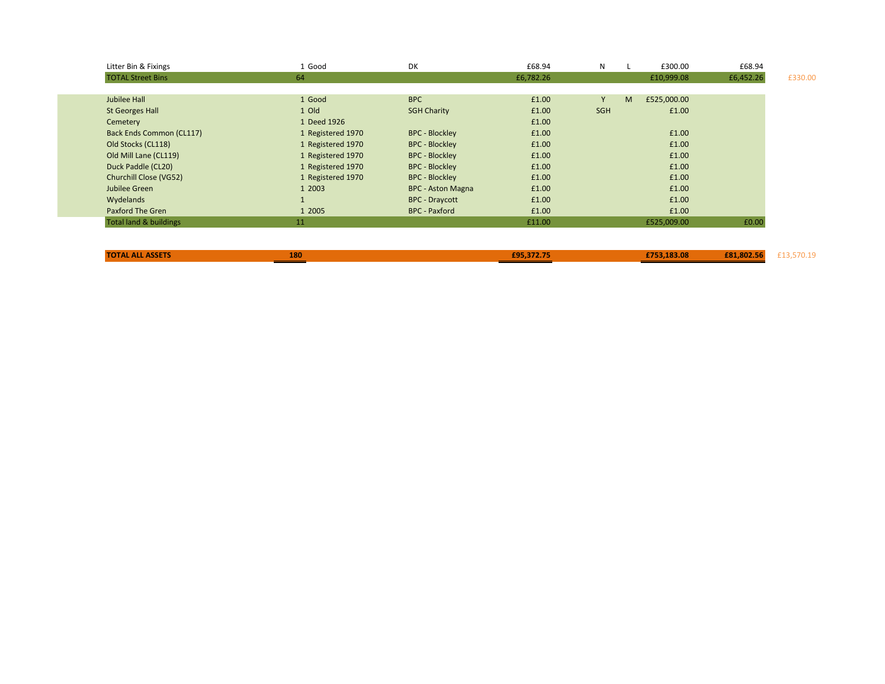| | | | | | | | | | |
|---|---|---|---|---|---|---|---|---|---|
| Litter Bin & Fixings | 1 | Good | DK | £68.94 | N | L | £300.00 | £68.94 | |
| TOTAL Street Bins | 64 | | | £6,782.26 | | | £10,999.08 | £6,452.26 | £330.00 |
| | | | | | | | | | |
| Jubilee Hall | 1 | Good | BPC | £1.00 | Y | M | £525,000.00 | | |
| St Georges Hall | 1 | Old | SGH Charity | £1.00 | SGH | | £1.00 | | |
| Cemetery | 1 | Deed 1926 | | £1.00 | | | | | |
| Back Ends Common (CL117) | 1 | Registered 1970 | BPC - Blockley | £1.00 | | | £1.00 | | |
| Old Stocks (CL118) | 1 | Registered 1970 | BPC - Blockley | £1.00 | | | £1.00 | | |
| Old Mill Lane (CL119) | 1 | Registered 1970 | BPC - Blockley | £1.00 | | | £1.00 | | |
| Duck Paddle (CL20) | 1 | Registered 1970 | BPC - Blockley | £1.00 | | | £1.00 | | |
| Churchill Close (VG52) | 1 | Registered 1970 | BPC - Blockley | £1.00 | | | £1.00 | | |
| Jubilee Green | 1 | 2003 | BPC - Aston Magna | £1.00 | | | £1.00 | | |
| Wydelands | 1 | | BPC - Draycott | £1.00 | | | £1.00 | | |
| Paxford The Gren | 1 | 2005 | BPC - Paxford | £1.00 | | | £1.00 | | |
| Total land & buildings | 11 | | | £11.00 | | | £525,009.00 | £0.00 | |
| | | | | | | | | | |
| **TOTAL ALL ASSETS** | **180** | | | **£95,372.75** | | | **£753,183.08** | **£81,802.56** | £13,570.19 |